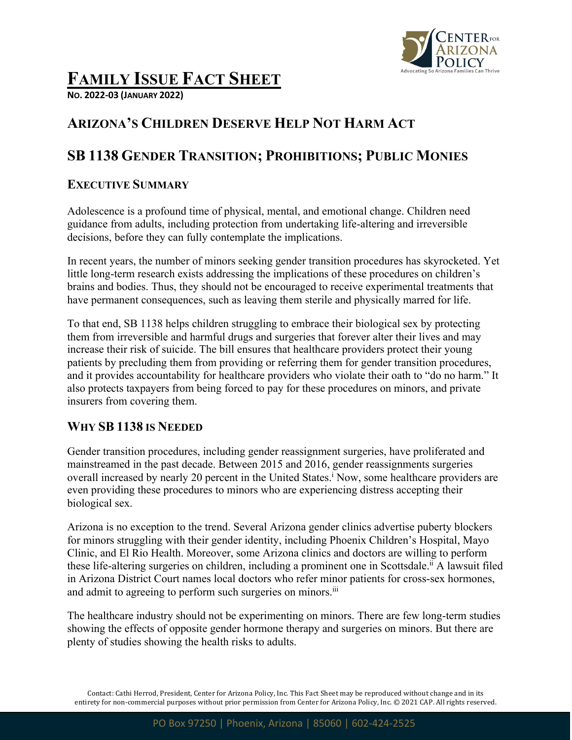# FAMILY ISSUE FACT SHEET

**NO. 2022-03 (JANUARY 2022)**

## ARIZONA'S CHILDREN DESERVE HELP NOT HARM ACT

## SB 1138 GENDER TRANSITION; PROHIBITIONS; PUBLIC MONIES

### EXECUTIVE SUMMARY

Adolescence is a profound time of physical, mental, and emotional change. Children need guidance from adults, including protection from undertaking life-altering and irreversible decisions, before they can fully contemplate the implications.

In recent years, the number of minors seeking gender transition procedures has skyrocketed. Yet little long-term research exists addressing the implications of these procedures on children's brains and bodies. Thus, they should not be encouraged to receive experimental treatments that have permanent consequences, such as leaving them sterile and physically marred for life.

To that end, SB 1138 helps children struggling to embrace their biological sex by protecting them from irreversible and harmful drugs and surgeries that forever alter their lives and may increase their risk of suicide. The bill ensures that healthcare providers protect their young patients by precluding them from providing or referring them for gender transition procedures, and it provides accountability for healthcare providers who violate their oath to "do no harm." It also protects taxpayers from being forced to pay for these procedures on minors, and private insurers from covering them.

### WHY SB 1138 IS NEEDED

Gender transition procedures, including gender reassignment surgeries, have proliferated and mainstreamed in the past decade. Between 2015 and 2016, gender reassignments surgeries overall increased by nearly 20 percent in the United States.[i] Now, some healthcare providers are even providing these procedures to minors who are experiencing distress accepting their biological sex.

Arizona is no exception to the trend. Several Arizona gender clinics advertise puberty blockers for minors struggling with their gender identity, including Phoenix Children's Hospital, Mayo Clinic, and El Rio Health. Moreover, some Arizona clinics and doctors are willing to perform these life-altering surgeries on children, including a prominent one in Scottsdale.[ii] A lawsuit filed in Arizona District Court names local doctors who refer minor patients for cross-sex hormones, and admit to agreeing to perform such surgeries on minors.[iii]

The healthcare industry should not be experimenting on minors. There are few long-term studies showing the effects of opposite gender hormone therapy and surgeries on minors. But there are plenty of studies showing the health risks to adults.

Contact: Cathi Herrod, President, Center for Arizona Policy, Inc. This Fact Sheet may be reproduced without change and in its entirety for non-commercial purposes without prior permission from Center for Arizona Policy, Inc. © 2021 CAP. All rights reserved.

PO Box 97250 | Phoenix, Arizona | 85060 | 602-424-2525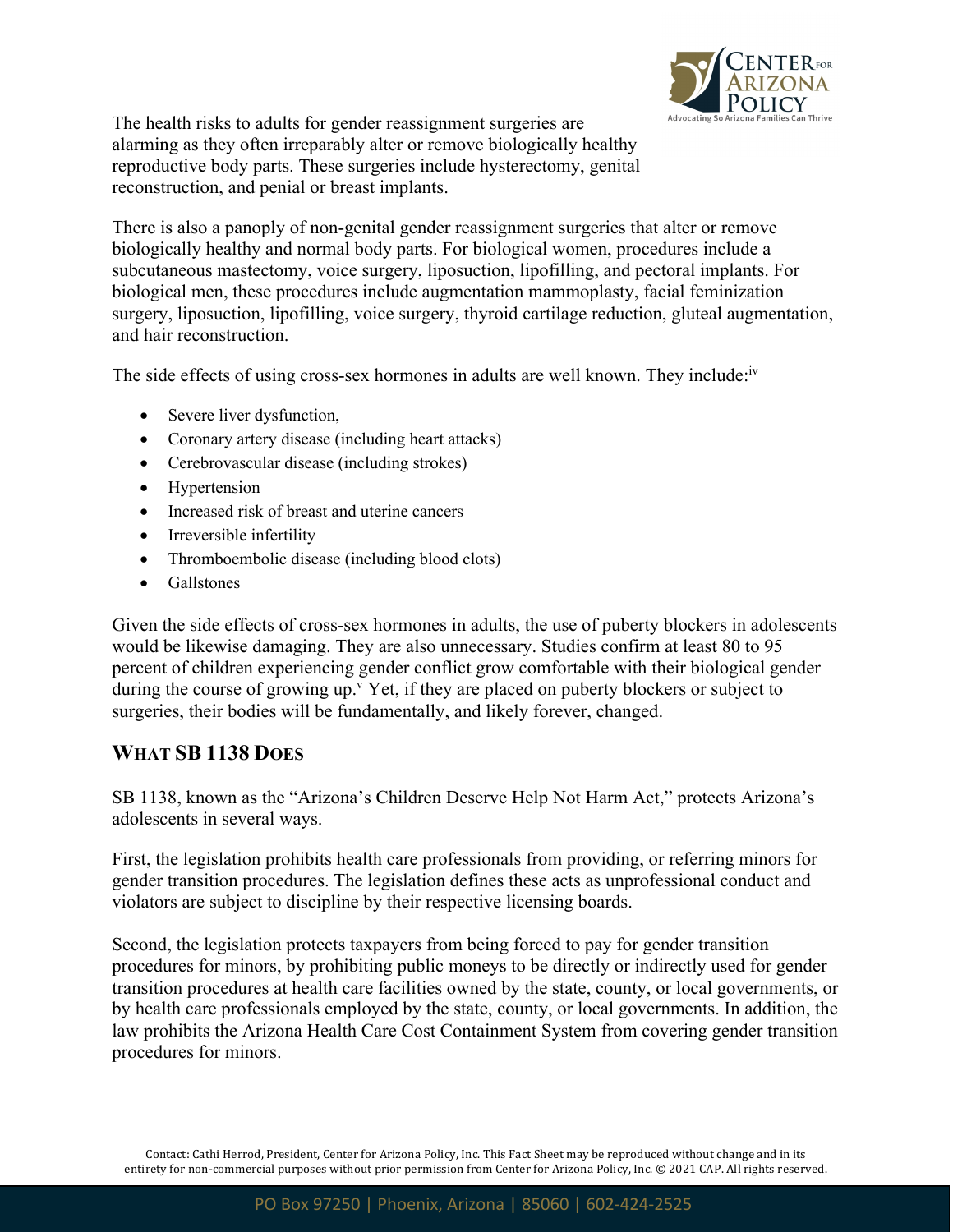The health risks to adults for gender reassignment surgeries are alarming as they often irreparably alter or remove biologically healthy reproductive body parts. These surgeries include hysterectomy, genital reconstruction, and penial or breast implants.

There is also a panoply of non-genital gender reassignment surgeries that alter or remove biologically healthy and normal body parts. For biological women, procedures include a subcutaneous mastectomy, voice surgery, liposuction, lipofilling, and pectoral implants. For biological men, these procedures include augmentation mammoplasty, facial feminization surgery, liposuction, lipofilling, voice surgery, thyroid cartilage reduction, gluteal augmentation, and hair reconstruction.

The side effects of using cross-sex hormones in adults are well known. They include:[iv]

- Severe liver dysfunction,
- Coronary artery disease (including heart attacks)
- Cerebrovascular disease (including strokes)
- Hypertension
- Increased risk of breast and uterine cancers
- Irreversible infertility
- Thromboembolic disease (including blood clots)
- Gallstones

Given the side effects of cross-sex hormones in adults, the use of puberty blockers in adolescents would be likewise damaging. They are also unnecessary. Studies confirm at least 80 to 95 percent of children experiencing gender conflict grow comfortable with their biological gender during the course of growing up.[v] Yet, if they are placed on puberty blockers or subject to surgeries, their bodies will be fundamentally, and likely forever, changed.

## What SB 1138 Does

SB 1138, known as the "Arizona's Children Deserve Help Not Harm Act," protects Arizona's adolescents in several ways.

First, the legislation prohibits health care professionals from providing, or referring minors for gender transition procedures. The legislation defines these acts as unprofessional conduct and violators are subject to discipline by their respective licensing boards.

Second, the legislation protects taxpayers from being forced to pay for gender transition procedures for minors, by prohibiting public moneys to be directly or indirectly used for gender transition procedures at health care facilities owned by the state, county, or local governments, or by health care professionals employed by the state, county, or local governments. In addition, the law prohibits the Arizona Health Care Cost Containment System from covering gender transition procedures for minors.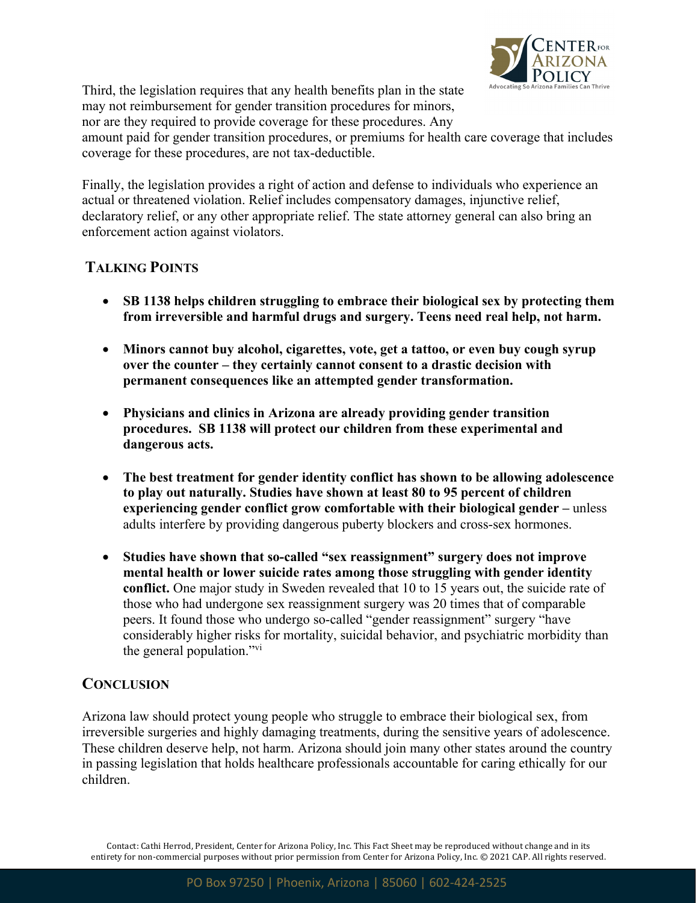Third, the legislation requires that any health benefits plan in the state may not reimbursement for gender transition procedures for minors, nor are they required to provide coverage for these procedures. Any amount paid for gender transition procedures, or premiums for health care coverage that includes coverage for these procedures, are not tax-deductible.

Finally, the legislation provides a right of action and defense to individuals who experience an actual or threatened violation. Relief includes compensatory damages, injunctive relief, declaratory relief, or any other appropriate relief. The state attorney general can also bring an enforcement action against violators.

## Talking Points

- **SB 1138 helps children struggling to embrace their biological sex by protecting them from irreversible and harmful drugs and surgery. Teens need real help, not harm.**
- **Minors cannot buy alcohol, cigarettes, vote, get a tattoo, or even buy cough syrup over the counter – they certainly cannot consent to a drastic decision with permanent consequences like an attempted gender transformation.**
- **Physicians and clinics in Arizona are already providing gender transition procedures. SB 1138 will protect our children from these experimental and dangerous acts.**
- **The best treatment for gender identity conflict has shown to be allowing adolescence to play out naturally. Studies have shown at least 80 to 95 percent of children experiencing gender conflict grow comfortable with their biological gender –** unless adults interfere by providing dangerous puberty blockers and cross-sex hormones.
- **Studies have shown that so-called "sex reassignment" surgery does not improve mental health or lower suicide rates among those struggling with gender identity conflict.** One major study in Sweden revealed that 10 to 15 years out, the suicide rate of those who had undergone sex reassignment surgery was 20 times that of comparable peers. It found those who undergo so-called "gender reassignment" surgery "have considerably higher risks for mortality, suicidal behavior, and psychiatric morbidity than the general population."[vi]

## Conclusion

Arizona law should protect young people who struggle to embrace their biological sex, from irreversible surgeries and highly damaging treatments, during the sensitive years of adolescence. These children deserve help, not harm. Arizona should join many other states around the country in passing legislation that holds healthcare professionals accountable for caring ethically for our children.

Contact: Cathi Herrod, President, Center for Arizona Policy, Inc. This Fact Sheet may be reproduced without change and in its entirety for non-commercial purposes without prior permission from Center for Arizona Policy, Inc. © 2021 CAP. All rights reserved.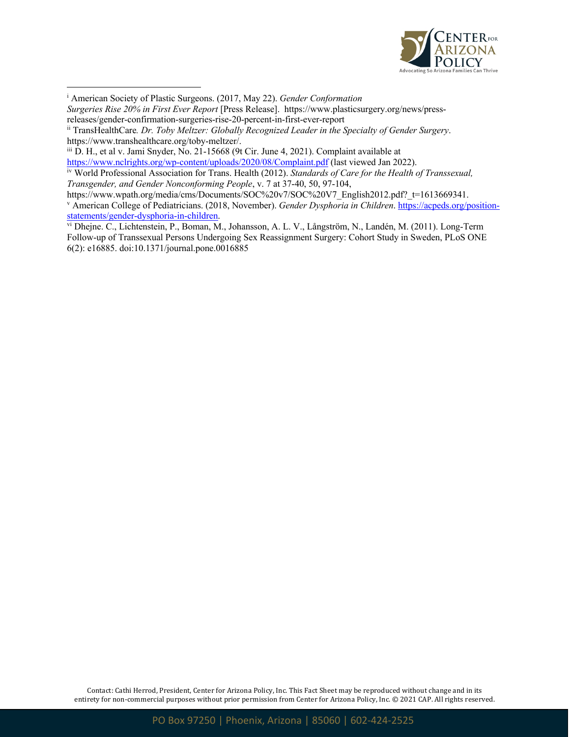[i] American Society of Plastic Surgeons. (2017, May 22). *Gender Conformation Surgeries Rise 20% in First Ever Report* [Press Release]. https://www.plasticsurgery.org/news/press-releases/gender-confirmation-surgeries-rise-20-percent-in-first-ever-report

[ii] TransHealthCare*. Dr. Toby Meltzer: Globally Recognized Leader in the Specialty of Gender Surgery*. https://www.transhealthcare.org/toby-meltzer/.

[iii] D. H., et al v. Jami Snyder, No. 21-15668 (9t Cir. June 4, 2021). Complaint available at https://www.nclrights.org/wp-content/uploads/2020/08/Complaint.pdf (last viewed Jan 2022).

[iv] World Professional Association for Trans. Health (2012). *Standards of Care for the Health of Transsexual, Transgender, and Gender Nonconforming People*, v. 7 at 37-40, 50, 97-104, https://www.wpath.org/media/cms/Documents/SOC%20v7/SOC%20V7_English2012.pdf?_t=1613669341.

[v] American College of Pediatricians. (2018, November). *Gender Dysphoria in Children*. https://acpeds.org/position-statements/gender-dysphoria-in-children.

[vi] Dhejne. C., Lichtenstein, P., Boman, M., Johansson, A. L. V., Långström, N., Landén, M. (2011). Long-Term Follow-up of Transsexual Persons Undergoing Sex Reassignment Surgery: Cohort Study in Sweden, PLoS ONE 6(2): e16885. doi:10.1371/journal.pone.0016885

Contact: Cathi Herrod, President, Center for Arizona Policy, Inc. This Fact Sheet may be reproduced without change and in its entirety for non-commercial purposes without prior permission from Center for Arizona Policy, Inc. © 2021 CAP. All rights reserved.

PO Box 97250 | Phoenix, Arizona | 85060 | 602-424-2525